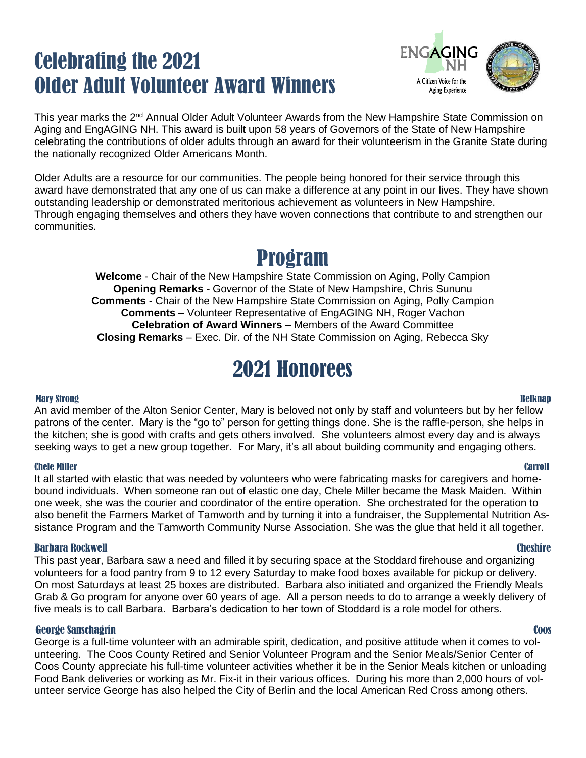# Celebrating the 2021 Older Adult Volunteer Award Winners

ENGAGING NH
A Citizen Voice for the Aging Experience

This year marks the 2nd Annual Older Adult Volunteer Awards from the New Hampshire State Commission on Aging and EngAGING NH. This award is built upon 58 years of Governors of the State of New Hampshire celebrating the contributions of older adults through an award for their volunteerism in the Granite State during the nationally recognized Older Americans Month.

Older Adults are a resource for our communities. The people being honored for their service through this award have demonstrated that any one of us can make a difference at any point in our lives. They have shown outstanding leadership or demonstrated meritorious achievement as volunteers in New Hampshire. Through engaging themselves and others they have woven connections that contribute to and strengthen our communities.

# Program

**Welcome** - Chair of the New Hampshire State Commission on Aging, Polly Campion
**Opening Remarks -** Governor of the State of New Hampshire, Chris Sununu
**Comments** - Chair of the New Hampshire State Commission on Aging, Polly Campion
**Comments** – Volunteer Representative of EngAGING NH, Roger Vachon
**Celebration of Award Winners** – Members of the Award Committee
**Closing Remarks** – Exec. Dir. of the NH State Commission on Aging, Rebecca Sky

# 2021 Honorees

### Mary Strong — Belknap

An avid member of the Alton Senior Center, Mary is beloved not only by staff and volunteers but by her fellow patrons of the center. Mary is the "go to" person for getting things done. She is the raffle-person, she helps in the kitchen; she is good with crafts and gets others involved. She volunteers almost every day and is always seeking ways to get a new group together. For Mary, it's all about building community and engaging others.

### Chele Miller — Carroll

It all started with elastic that was needed by volunteers who were fabricating masks for caregivers and home-bound individuals. When someone ran out of elastic one day, Chele Miller became the Mask Maiden. Within one week, she was the courier and coordinator of the entire operation. She orchestrated for the operation to also benefit the Farmers Market of Tamworth and by turning it into a fundraiser, the Supplemental Nutrition Assistance Program and the Tamworth Community Nurse Association. She was the glue that held it all together.

### Barbara Rockwell — Cheshire

This past year, Barbara saw a need and filled it by securing space at the Stoddard firehouse and organizing volunteers for a food pantry from 9 to 12 every Saturday to make food boxes available for pickup or delivery. On most Saturdays at least 25 boxes are distributed. Barbara also initiated and organized the Friendly Meals Grab & Go program for anyone over 60 years of age. All a person needs to do to arrange a weekly delivery of five meals is to call Barbara. Barbara's dedication to her town of Stoddard is a role model for others.

### George Sanschagrin — Coos

George is a full-time volunteer with an admirable spirit, dedication, and positive attitude when it comes to volunteering. The Coos County Retired and Senior Volunteer Program and the Senior Meals/Senior Center of Coos County appreciate his full-time volunteer activities whether it be in the Senior Meals kitchen or unloading Food Bank deliveries or working as Mr. Fix-it in their various offices. During his more than 2,000 hours of volunteer service George has also helped the City of Berlin and the local American Red Cross among others.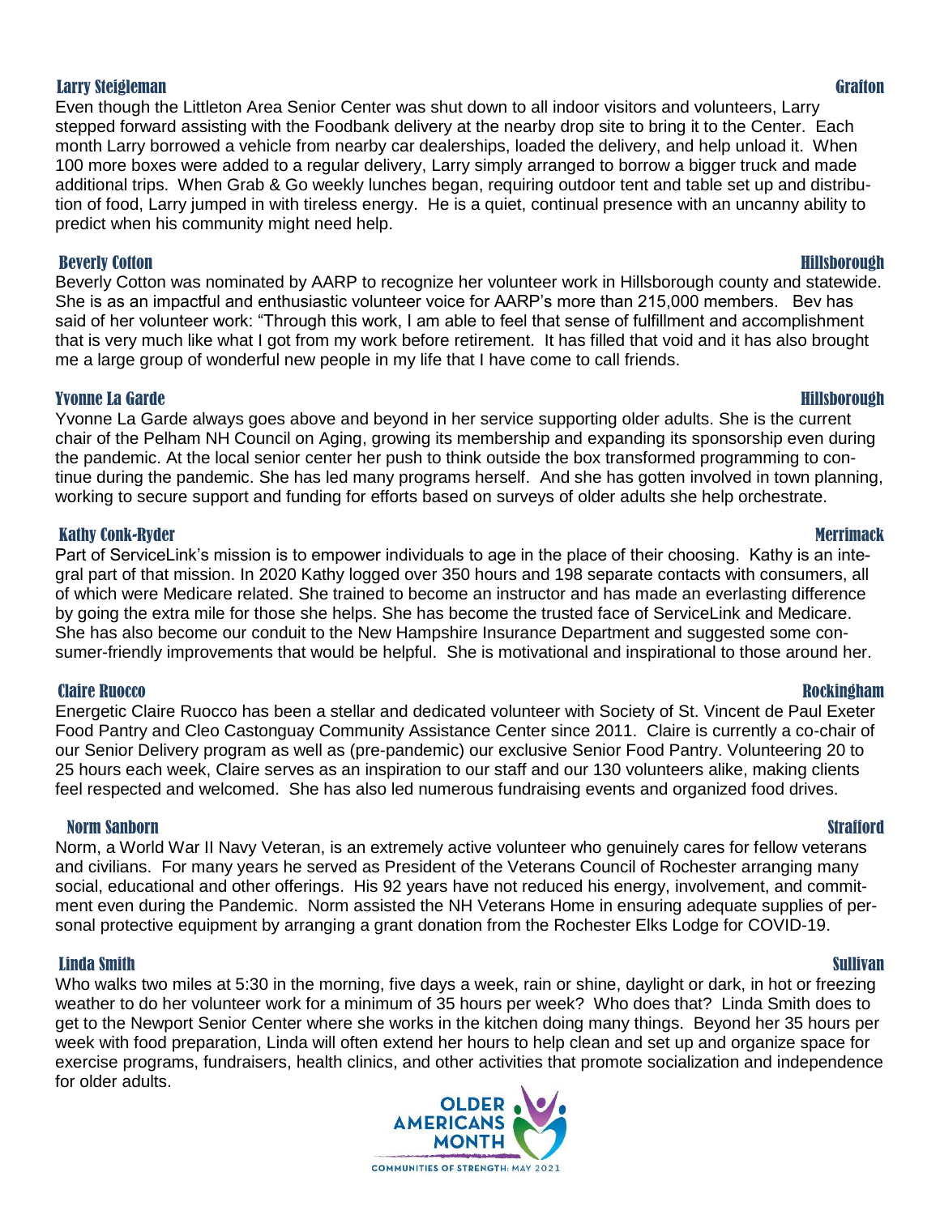### Larry Steigleman — Grafton

Even though the Littleton Area Senior Center was shut down to all indoor visitors and volunteers, Larry stepped forward assisting with the Foodbank delivery at the nearby drop site to bring it to the Center. Each month Larry borrowed a vehicle from nearby car dealerships, loaded the delivery, and help unload it. When 100 more boxes were added to a regular delivery, Larry simply arranged to borrow a bigger truck and made additional trips. When Grab & Go weekly lunches began, requiring outdoor tent and table set up and distribution of food, Larry jumped in with tireless energy. He is a quiet, continual presence with an uncanny ability to predict when his community might need help.

### Beverly Cotton — Hillsborough

Beverly Cotton was nominated by AARP to recognize her volunteer work in Hillsborough county and statewide. She is as an impactful and enthusiastic volunteer voice for AARP's more than 215,000 members. Bev has said of her volunteer work: "Through this work, I am able to feel that sense of fulfillment and accomplishment that is very much like what I got from my work before retirement. It has filled that void and it has also brought me a large group of wonderful new people in my life that I have come to call friends.

### Yvonne La Garde — Hillsborough

Yvonne La Garde always goes above and beyond in her service supporting older adults. She is the current chair of the Pelham NH Council on Aging, growing its membership and expanding its sponsorship even during the pandemic. At the local senior center her push to think outside the box transformed programming to continue during the pandemic. She has led many programs herself. And she has gotten involved in town planning, working to secure support and funding for efforts based on surveys of older adults she help orchestrate.

### Kathy Conk-Ryder — Merrimack

Part of ServiceLink's mission is to empower individuals to age in the place of their choosing. Kathy is an integral part of that mission. In 2020 Kathy logged over 350 hours and 198 separate contacts with consumers, all of which were Medicare related. She trained to become an instructor and has made an everlasting difference by going the extra mile for those she helps. She has become the trusted face of ServiceLink and Medicare. She has also become our conduit to the New Hampshire Insurance Department and suggested some consumer-friendly improvements that would be helpful. She is motivational and inspirational to those around her.

### Claire Ruocco — Rockingham

Energetic Claire Ruocco has been a stellar and dedicated volunteer with Society of St. Vincent de Paul Exeter Food Pantry and Cleo Castonguay Community Assistance Center since 2011. Claire is currently a co-chair of our Senior Delivery program as well as (pre-pandemic) our exclusive Senior Food Pantry. Volunteering 20 to 25 hours each week, Claire serves as an inspiration to our staff and our 130 volunteers alike, making clients feel respected and welcomed. She has also led numerous fundraising events and organized food drives.

### Norm Sanborn — Strafford

Norm, a World War II Navy Veteran, is an extremely active volunteer who genuinely cares for fellow veterans and civilians. For many years he served as President of the Veterans Council of Rochester arranging many social, educational and other offerings. His 92 years have not reduced his energy, involvement, and commitment even during the Pandemic. Norm assisted the NH Veterans Home in ensuring adequate supplies of personal protective equipment by arranging a grant donation from the Rochester Elks Lodge for COVID-19.

### Linda Smith — Sullivan

Who walks two miles at 5:30 in the morning, five days a week, rain or shine, daylight or dark, in hot or freezing weather to do her volunteer work for a minimum of 35 hours per week? Who does that? Linda Smith does to get to the Newport Senior Center where she works in the kitchen doing many things. Beyond her 35 hours per week with food preparation, Linda will often extend her hours to help clean and set up and organize space for exercise programs, fundraisers, health clinics, and other activities that promote socialization and independence for older adults.

OLDER AMERICANS MONTH

COMMUNITIES OF STRENGTH: MAY 2021